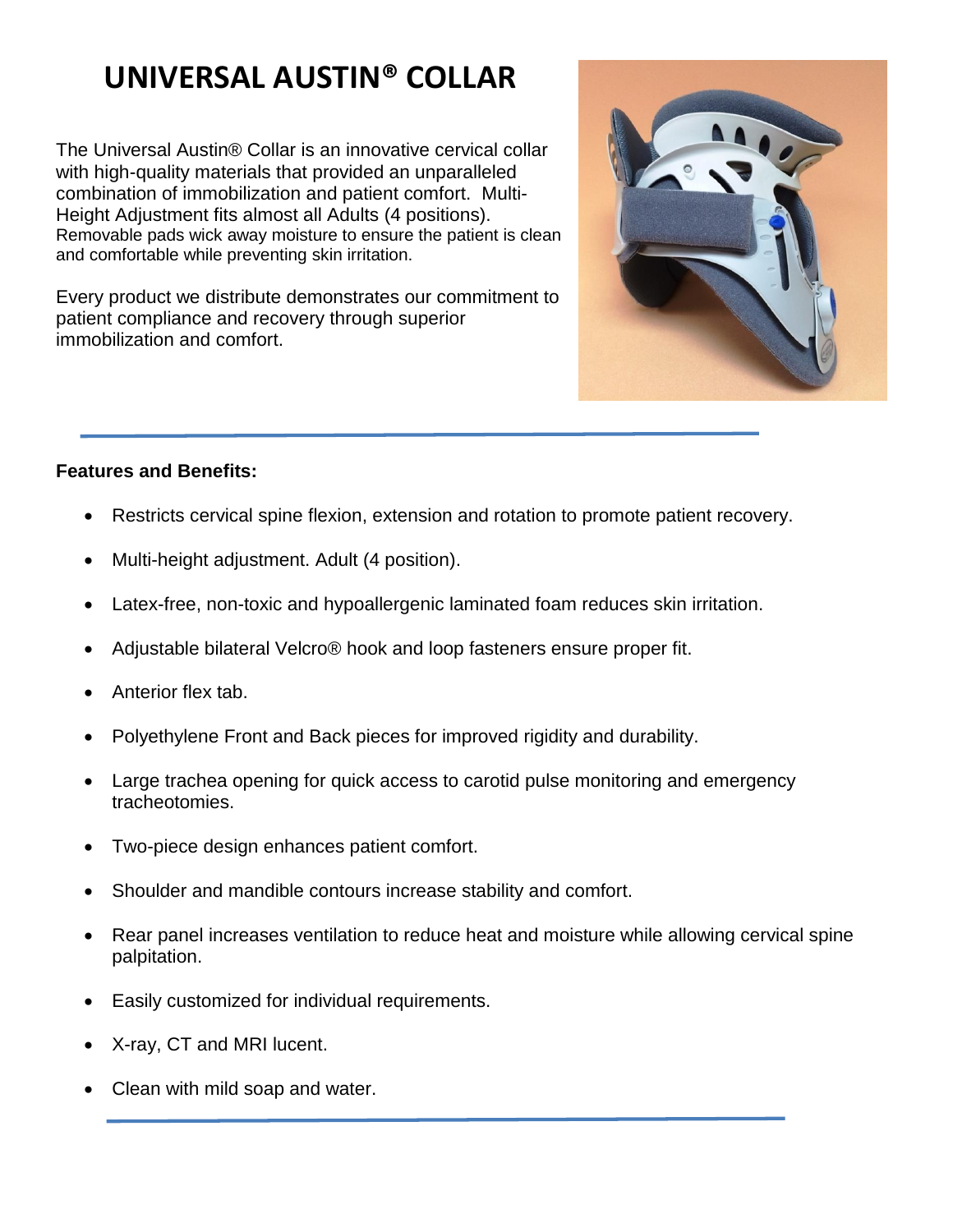# UNIVERSAL AUSTIN® COLLAR

The Universal Austin® Collar is an innovative cervical collar with high-quality materials that provided an unparalleled combination of immobilization and patient comfort. Multi-Height Adjustment fits almost all Adults (4 positions). Removable pads wick away moisture to ensure the patient is clean and comfortable while preventing skin irritation.

Every product we distribute demonstrates our commitment to patient compliance and recovery through superior immobilization and comfort.

---

**Features and Benefits:**

- Restricts cervical spine flexion, extension and rotation to promote patient recovery.
- Multi-height adjustment. Adult (4 position).
- Latex-free, non-toxic and hypoallergenic laminated foam reduces skin irritation.
- Adjustable bilateral Velcro® hook and loop fasteners ensure proper fit.
- Anterior flex tab.
- Polyethylene Front and Back pieces for improved rigidity and durability.
- Large trachea opening for quick access to carotid pulse monitoring and emergency tracheotomies.
- Two-piece design enhances patient comfort.
- Shoulder and mandible contours increase stability and comfort.
- Rear panel increases ventilation to reduce heat and moisture while allowing cervical spine palpitation.
- Easily customized for individual requirements.
- X-ray, CT and MRI lucent.
- Clean with mild soap and water.

---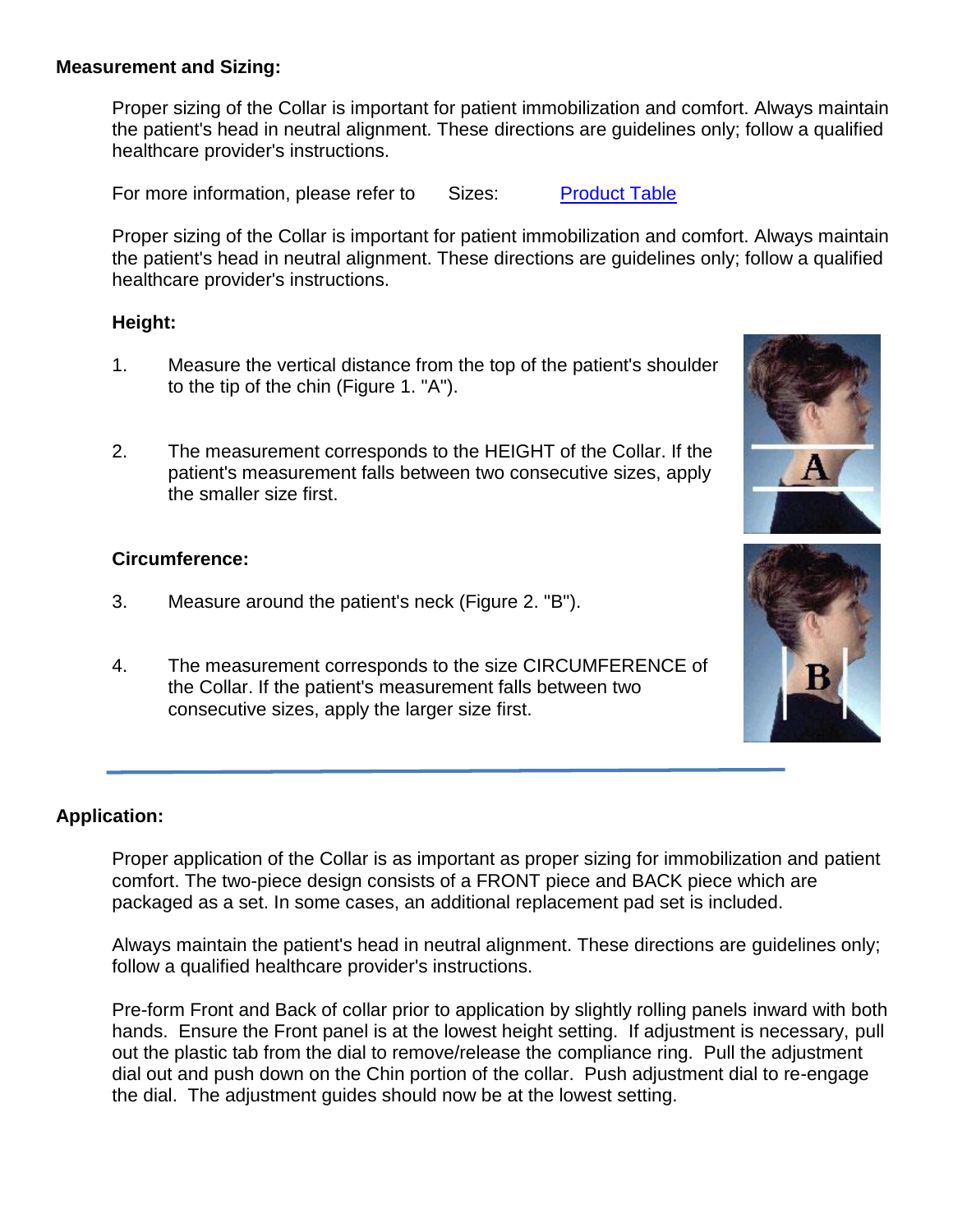## Measurement and Sizing:

Proper sizing of the Collar is important for patient immobilization and comfort. Always maintain the patient's head in neutral alignment. These directions are guidelines only; follow a qualified healthcare provider's instructions.

For more information, please refer to Sizes: Product Table

Proper sizing of the Collar is important for patient immobilization and comfort. Always maintain the patient's head in neutral alignment. These directions are guidelines only; follow a qualified healthcare provider's instructions.

### Height:

1. Measure the vertical distance from the top of the patient's shoulder to the tip of the chin (Figure 1. "A").

2. The measurement corresponds to the HEIGHT of the Collar. If the patient's measurement falls between two consecutive sizes, apply the smaller size first.

### Circumference:

3. Measure around the patient's neck (Figure 2. "B").

4. The measurement corresponds to the size CIRCUMFERENCE of the Collar. If the patient's measurement falls between two consecutive sizes, apply the larger size first.

---

## Application:

Proper application of the Collar is as important as proper sizing for immobilization and patient comfort. The two-piece design consists of a FRONT piece and BACK piece which are packaged as a set. In some cases, an additional replacement pad set is included.

Always maintain the patient's head in neutral alignment. These directions are guidelines only; follow a qualified healthcare provider's instructions.

Pre-form Front and Back of collar prior to application by slightly rolling panels inward with both hands. Ensure the Front panel is at the lowest height setting. If adjustment is necessary, pull out the plastic tab from the dial to remove/release the compliance ring. Pull the adjustment dial out and push down on the Chin portion of the collar. Push adjustment dial to re-engage the dial. The adjustment guides should now be at the lowest setting.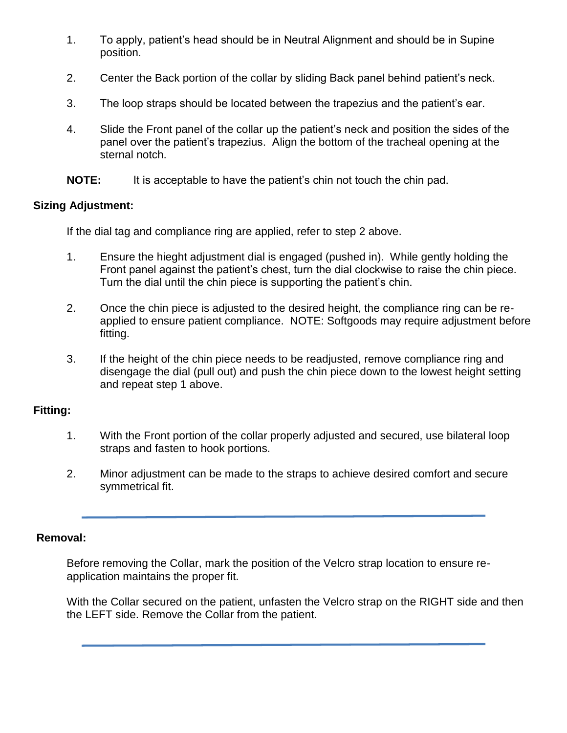1. To apply, patient's head should be in Neutral Alignment and should be in Supine position.

2. Center the Back portion of the collar by sliding Back panel behind patient's neck.

3. The loop straps should be located between the trapezius and the patient's ear.

4. Slide the Front panel of the collar up the patient's neck and position the sides of the panel over the patient's trapezius. Align the bottom of the tracheal opening at the sternal notch.

**NOTE:** It is acceptable to have the patient's chin not touch the chin pad.

**Sizing Adjustment:**

If the dial tag and compliance ring are applied, refer to step 2 above.

1. Ensure the hieght adjustment dial is engaged (pushed in). While gently holding the Front panel against the patient's chest, turn the dial clockwise to raise the chin piece. Turn the dial until the chin piece is supporting the patient's chin.

2. Once the chin piece is adjusted to the desired height, the compliance ring can be re-applied to ensure patient compliance. NOTE: Softgoods may require adjustment before fitting.

3. If the height of the chin piece needs to be readjusted, remove compliance ring and disengage the dial (pull out) and push the chin piece down to the lowest height setting and repeat step 1 above.

**Fitting:**

1. With the Front portion of the collar properly adjusted and secured, use bilateral loop straps and fasten to hook portions.

2. Minor adjustment can be made to the straps to achieve desired comfort and secure symmetrical fit.

---

**Removal:**

Before removing the Collar, mark the position of the Velcro strap location to ensure re-application maintains the proper fit.

With the Collar secured on the patient, unfasten the Velcro strap on the RIGHT side and then the LEFT side. Remove the Collar from the patient.

---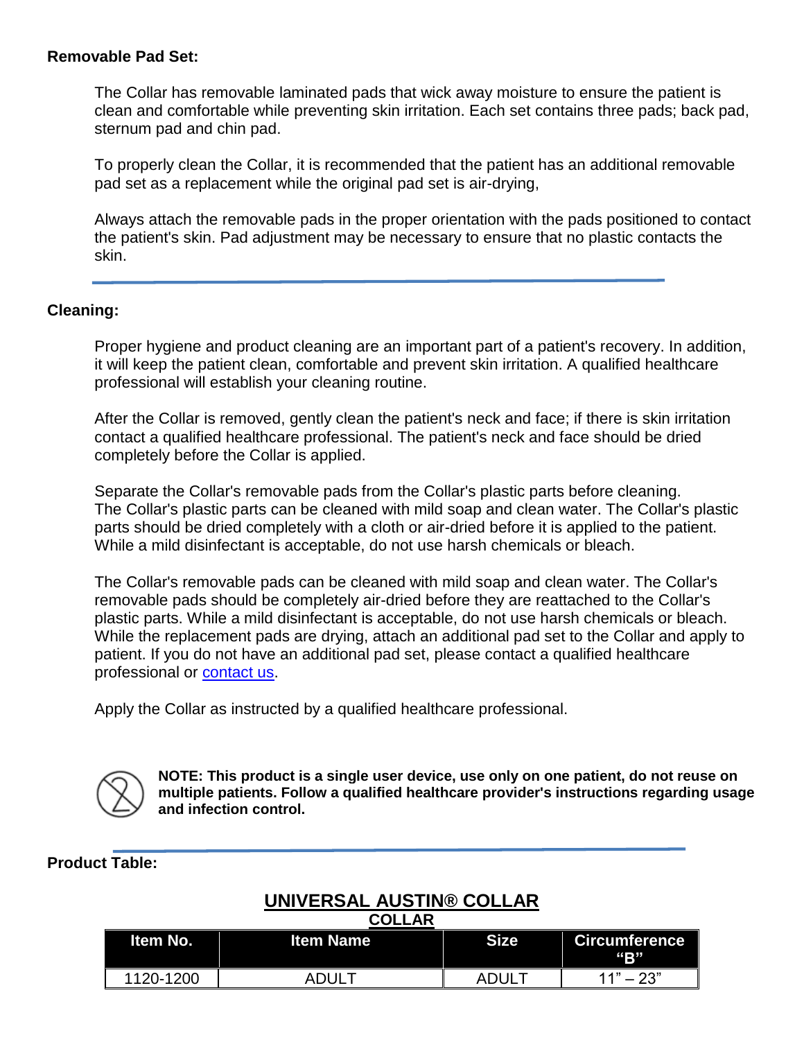**Removable Pad Set:**

The Collar has removable laminated pads that wick away moisture to ensure the patient is clean and comfortable while preventing skin irritation. Each set contains three pads; back pad, sternum pad and chin pad.

To properly clean the Collar, it is recommended that the patient has an additional removable pad set as a replacement while the original pad set is air-drying,

Always attach the removable pads in the proper orientation with the pads positioned to contact the patient's skin. Pad adjustment may be necessary to ensure that no plastic contacts the skin.

---

**Cleaning:**

Proper hygiene and product cleaning are an important part of a patient's recovery. In addition, it will keep the patient clean, comfortable and prevent skin irritation. A qualified healthcare professional will establish your cleaning routine.

After the Collar is removed, gently clean the patient's neck and face; if there is skin irritation contact a qualified healthcare professional. The patient's neck and face should be dried completely before the Collar is applied.

Separate the Collar's removable pads from the Collar's plastic parts before cleaning. The Collar's plastic parts can be cleaned with mild soap and clean water. The Collar's plastic parts should be dried completely with a cloth or air-dried before it is applied to the patient. While a mild disinfectant is acceptable, do not use harsh chemicals or bleach.

The Collar's removable pads can be cleaned with mild soap and clean water. The Collar's removable pads should be completely air-dried before they are reattached to the Collar's plastic parts. While a mild disinfectant is acceptable, do not use harsh chemicals or bleach. While the replacement pads are drying, attach an additional pad set to the Collar and apply to patient. If you do not have an additional pad set, please contact a qualified healthcare professional or contact us.

Apply the Collar as instructed by a qualified healthcare professional.

**NOTE: This product is a single user device, use only on one patient, do not reuse on multiple patients. Follow a qualified healthcare provider's instructions regarding usage and infection control.**

---

**Product Table:**

**UNIVERSAL AUSTIN® COLLAR**

**COLLAR**

| Item No. | Item Name | Size | Circumference "B" |
|---|---|---|---|
| 1120-1200 | ADULT | ADULT | 11" – 23" |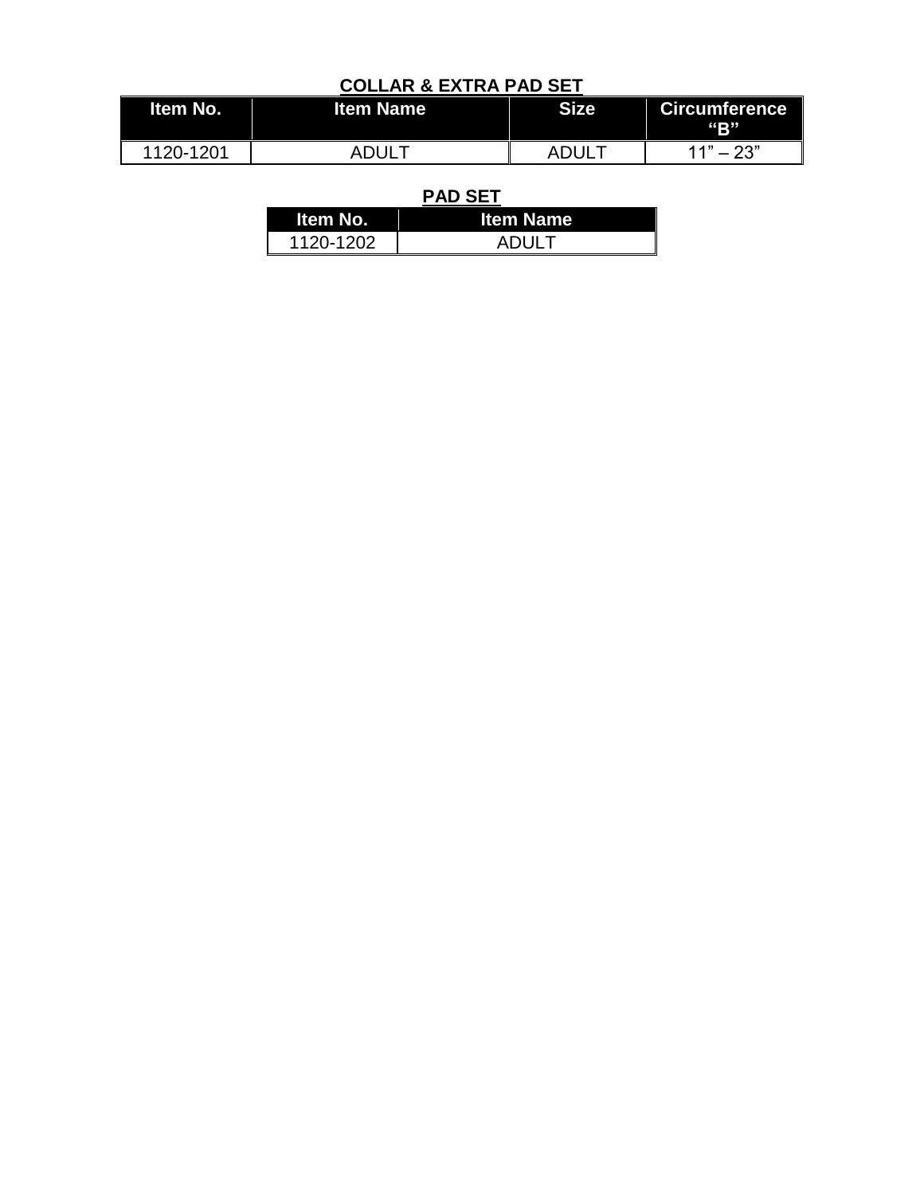## COLLAR & EXTRA PAD SET

| Item No. | Item Name | Size | Circumference "B" |
| --- | --- | --- | --- |
| 1120-1201 | ADULT | ADULT | 11" – 23" |

## PAD SET

| Item No. | Item Name |
| --- | --- |
| 1120-1202 | ADULT |